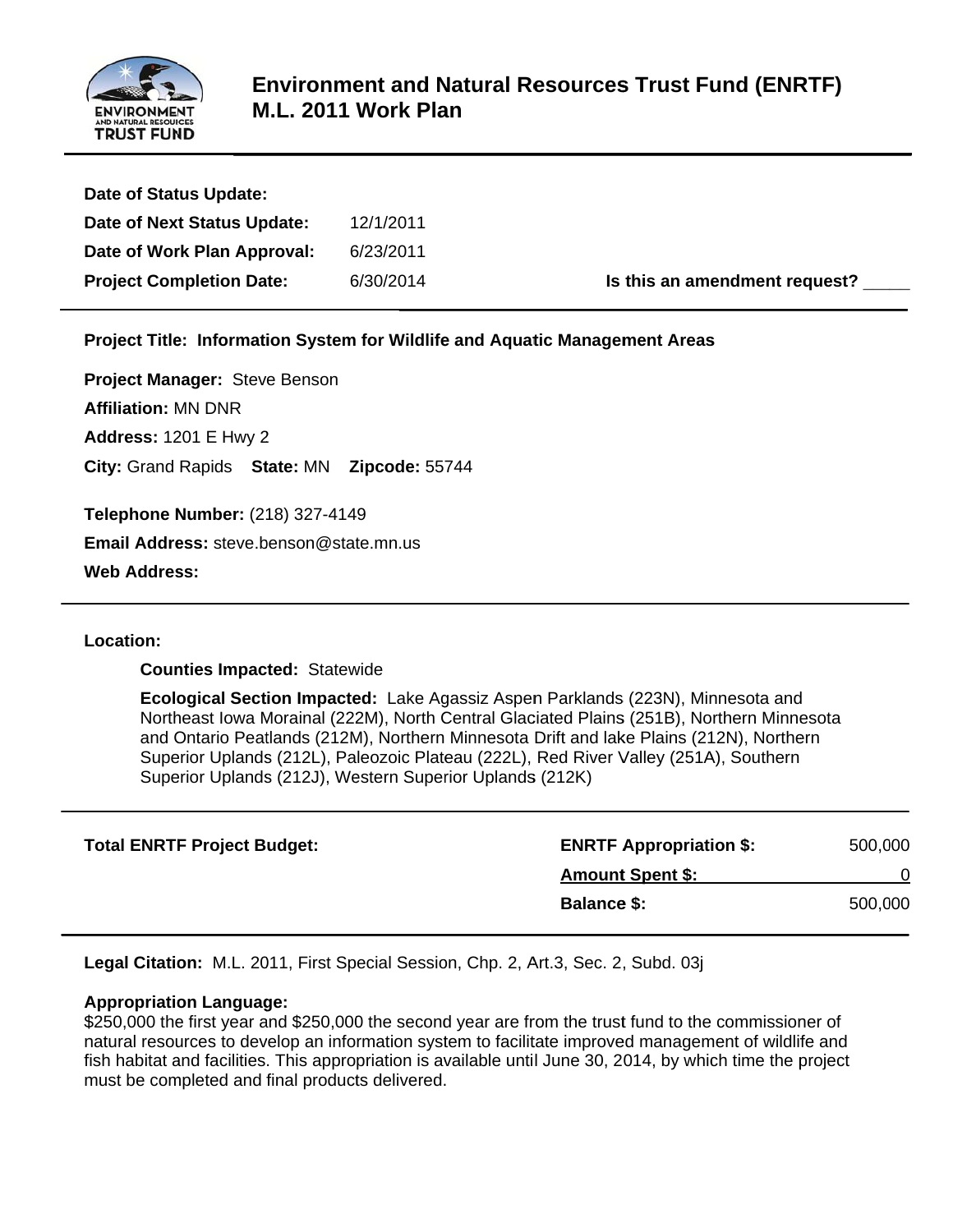# Environment and Natural Resources Trust Fund (ENRTF) M.L. 2011 Work Plan

**Date of Status Update:**
**Date of Next Status Update:** 12/1/2011
**Date of Work Plan Approval:** 6/23/2011
**Project Completion Date:** 6/30/2014 **Is this an amendment request?** _____

---

**Project Title: Information System for Wildlife and Aquatic Management Areas**

**Project Manager:** Steve Benson
**Affiliation:** MN DNR
**Address:** 1201 E Hwy 2
**City:** Grand Rapids **State:** MN **Zipcode:** 55744

**Telephone Number:** (218) 327-4149
**Email Address:** steve.benson@state.mn.us
**Web Address:**

---

**Location:**

**Counties Impacted:** Statewide

**Ecological Section Impacted:** Lake Agassiz Aspen Parklands (223N), Minnesota and Northeast Iowa Morainal (222M), North Central Glaciated Plains (251B), Northern Minnesota and Ontario Peatlands (212M), Northern Minnesota Drift and lake Plains (212N), Northern Superior Uplands (212L), Paleozoic Plateau (222L), Red River Valley (251A), Southern Superior Uplands (212J), Western Superior Uplands (212K)

---

| **Total ENRTF Project Budget:** | **ENRTF Appropriation $:** | 500,000 |
|---|---|---|
| | **Amount Spent $:** | 0 |
| | **Balance $:** | 500,000 |

---

**Legal Citation:** M.L. 2011, First Special Session, Chp. 2, Art.3, Sec. 2, Subd. 03j

**Appropriation Language:**
$250,000 the first year and $250,000 the second year are from the trust fund to the commissioner of natural resources to develop an information system to facilitate improved management of wildlife and fish habitat and facilities. This appropriation is available until June 30, 2014, by which time the project must be completed and final products delivered.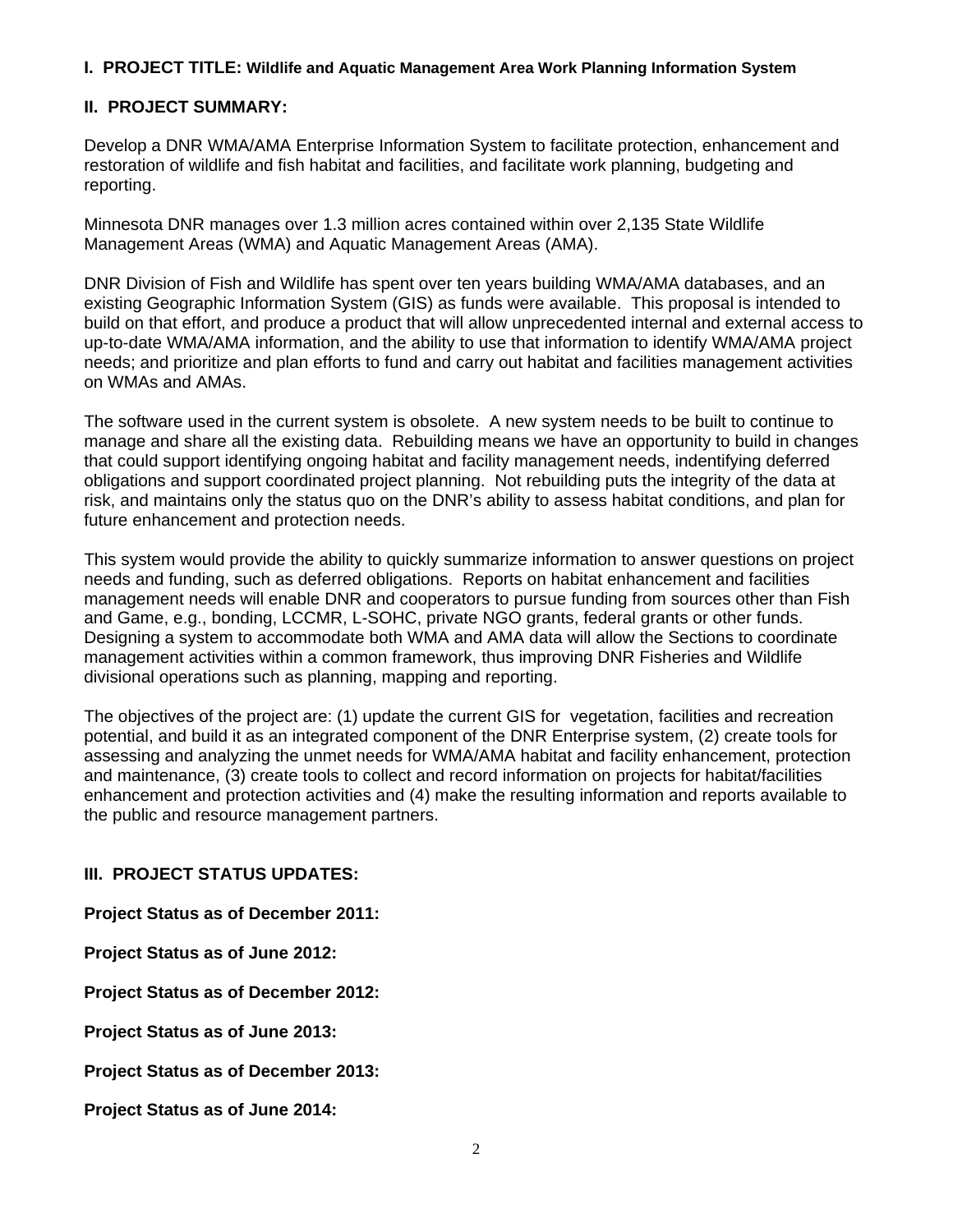**I. PROJECT TITLE: Wildlife and Aquatic Management Area Work Planning Information System**

**II. PROJECT SUMMARY:**

Develop a DNR WMA/AMA Enterprise Information System to facilitate protection, enhancement and restoration of wildlife and fish habitat and facilities, and facilitate work planning, budgeting and reporting.

Minnesota DNR manages over 1.3 million acres contained within over 2,135 State Wildlife Management Areas (WMA) and Aquatic Management Areas (AMA).

DNR Division of Fish and Wildlife has spent over ten years building WMA/AMA databases, and an existing Geographic Information System (GIS) as funds were available. This proposal is intended to build on that effort, and produce a product that will allow unprecedented internal and external access to up-to-date WMA/AMA information, and the ability to use that information to identify WMA/AMA project needs; and prioritize and plan efforts to fund and carry out habitat and facilities management activities on WMAs and AMAs.

The software used in the current system is obsolete. A new system needs to be built to continue to manage and share all the existing data. Rebuilding means we have an opportunity to build in changes that could support identifying ongoing habitat and facility management needs, indentifying deferred obligations and support coordinated project planning. Not rebuilding puts the integrity of the data at risk, and maintains only the status quo on the DNR's ability to assess habitat conditions, and plan for future enhancement and protection needs.

This system would provide the ability to quickly summarize information to answer questions on project needs and funding, such as deferred obligations. Reports on habitat enhancement and facilities management needs will enable DNR and cooperators to pursue funding from sources other than Fish and Game, e.g., bonding, LCCMR, L-SOHC, private NGO grants, federal grants or other funds. Designing a system to accommodate both WMA and AMA data will allow the Sections to coordinate management activities within a common framework, thus improving DNR Fisheries and Wildlife divisional operations such as planning, mapping and reporting.

The objectives of the project are: (1) update the current GIS for vegetation, facilities and recreation potential, and build it as an integrated component of the DNR Enterprise system, (2) create tools for assessing and analyzing the unmet needs for WMA/AMA habitat and facility enhancement, protection and maintenance, (3) create tools to collect and record information on projects for habitat/facilities enhancement and protection activities and (4) make the resulting information and reports available to the public and resource management partners.

**III. PROJECT STATUS UPDATES:**

**Project Status as of December 2011:**

**Project Status as of June 2012:**

**Project Status as of December 2012:**

**Project Status as of June 2013:**

**Project Status as of December 2013:**

**Project Status as of June 2014:**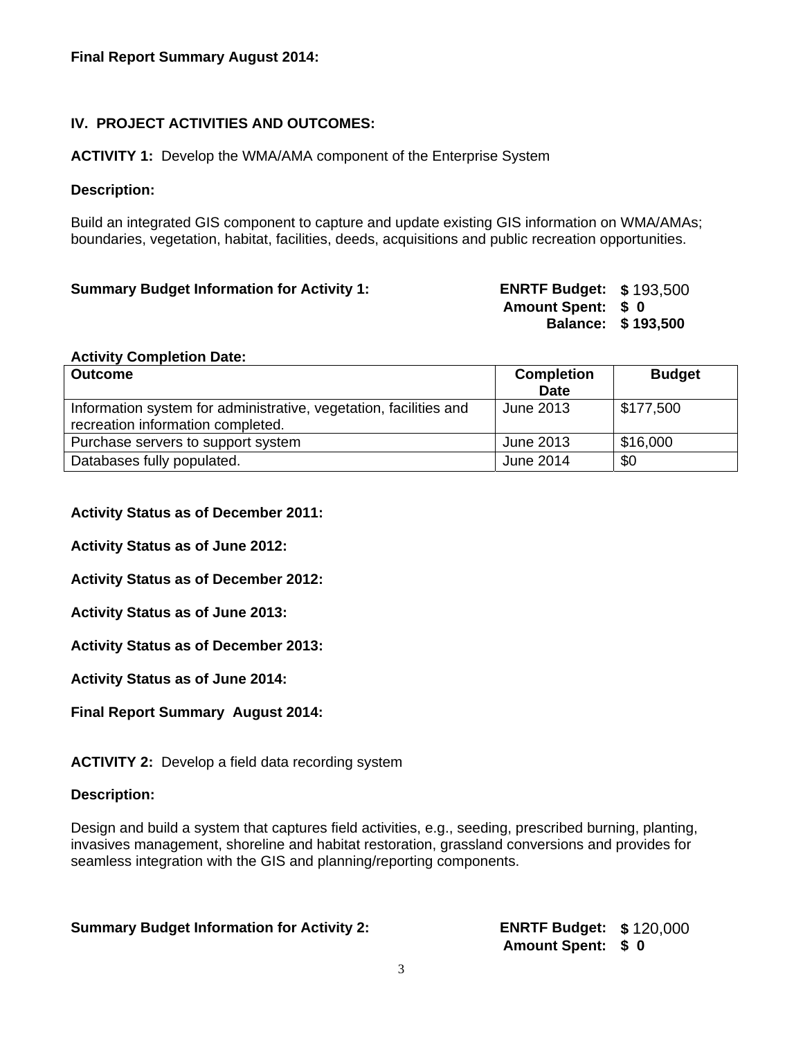**Final Report Summary August 2014:**

## IV. PROJECT ACTIVITIES AND OUTCOMES:

**ACTIVITY 1:** Develop the WMA/AMA component of the Enterprise System

**Description:**

Build an integrated GIS component to capture and update existing GIS information on WMA/AMAs; boundaries, vegetation, habitat, facilities, deeds, acquisitions and public recreation opportunities.

**Summary Budget Information for Activity 1:**

**ENRTF Budget: $** 193,500
**Amount Spent: $ 0**
**Balance: $ 193,500**

**Activity Completion Date:**

| **Outcome** | **Completion Date** | **Budget** |
|---|---|---|
| Information system for administrative, vegetation, facilities and recreation information completed. | June 2013 | $177,500 |
| Purchase servers to support system | June 2013 | $16,000 |
| Databases fully populated. | June 2014 | $0 |

**Activity Status as of December 2011:**

**Activity Status as of June 2012:**

**Activity Status as of December 2012:**

**Activity Status as of June 2013:**

**Activity Status as of December 2013:**

**Activity Status as of June 2014:**

**Final Report Summary August 2014:**

**ACTIVITY 2:** Develop a field data recording system

**Description:**

Design and build a system that captures field activities, e.g., seeding, prescribed burning, planting, invasives management, shoreline and habitat restoration, grassland conversions and provides for seamless integration with the GIS and planning/reporting components.

**Summary Budget Information for Activity 2:**

**ENRTF Budget: $** 120,000
**Amount Spent: $ 0**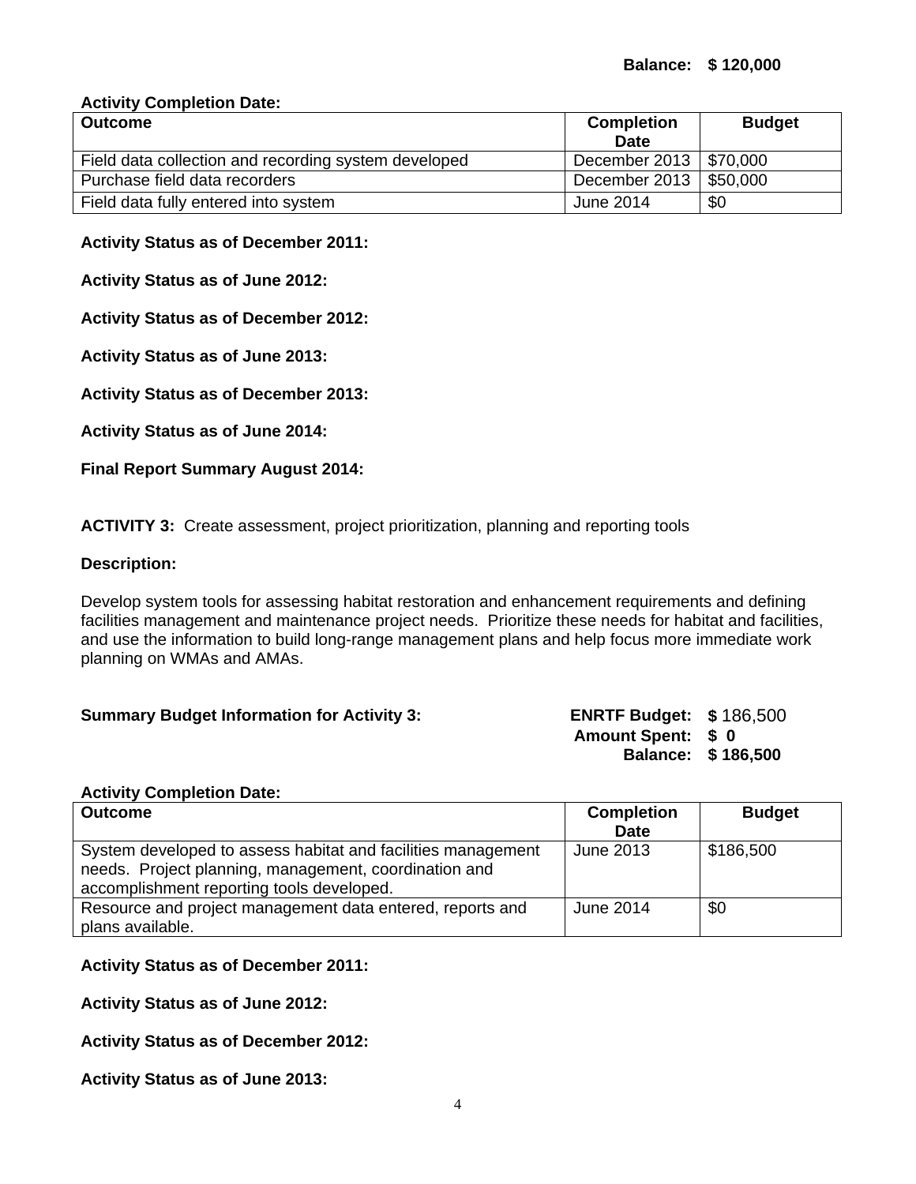**Balance: $ 120,000**

**Activity Completion Date:**

| **Outcome** | **Completion Date** | **Budget** |
|---|---|---|
| Field data collection and recording system developed | December 2013 | $70,000 |
| Purchase field data recorders | December 2013 | $50,000 |
| Field data fully entered into system | June 2014 | $0 |

**Activity Status as of December 2011:**

**Activity Status as of June 2012:**

**Activity Status as of December 2012:**

**Activity Status as of June 2013:**

**Activity Status as of December 2013:**

**Activity Status as of June 2014:**

**Final Report Summary August 2014:**

**ACTIVITY 3:** Create assessment, project prioritization, planning and reporting tools

**Description:**

Develop system tools for assessing habitat restoration and enhancement requirements and defining facilities management and maintenance project needs. Prioritize these needs for habitat and facilities, and use the information to build long-range management plans and help focus more immediate work planning on WMAs and AMAs.

**Summary Budget Information for Activity 3:**

**ENRTF Budget: $** 186,500
**Amount Spent: $ 0**
**Balance: $ 186,500**

**Activity Completion Date:**

| **Outcome** | **Completion Date** | **Budget** |
|---|---|---|
| System developed to assess habitat and facilities management needs. Project planning, management, coordination and accomplishment reporting tools developed. | June 2013 | $186,500 |
| Resource and project management data entered, reports and plans available. | June 2014 | $0 |

**Activity Status as of December 2011:**

**Activity Status as of June 2012:**

**Activity Status as of December 2012:**

**Activity Status as of June 2013:**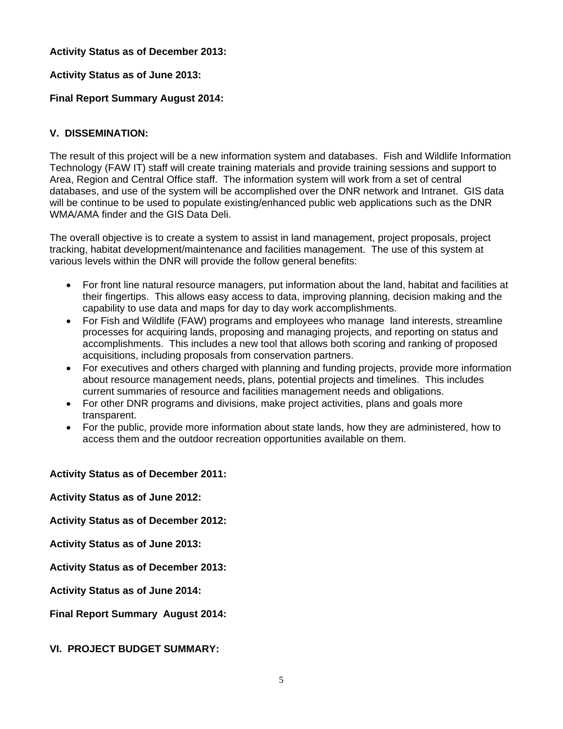**Activity Status as of December 2013:**

**Activity Status as of June 2013:**

**Final Report Summary August 2014:**

## V. DISSEMINATION:

The result of this project will be a new information system and databases. Fish and Wildlife Information Technology (FAW IT) staff will create training materials and provide training sessions and support to Area, Region and Central Office staff. The information system will work from a set of central databases, and use of the system will be accomplished over the DNR network and Intranet. GIS data will be continue to be used to populate existing/enhanced public web applications such as the DNR WMA/AMA finder and the GIS Data Deli.

The overall objective is to create a system to assist in land management, project proposals, project tracking, habitat development/maintenance and facilities management. The use of this system at various levels within the DNR will provide the follow general benefits:

- For front line natural resource managers, put information about the land, habitat and facilities at their fingertips. This allows easy access to data, improving planning, decision making and the capability to use data and maps for day to day work accomplishments.
- For Fish and Wildlife (FAW) programs and employees who manage land interests, streamline processes for acquiring lands, proposing and managing projects, and reporting on status and accomplishments. This includes a new tool that allows both scoring and ranking of proposed acquisitions, including proposals from conservation partners.
- For executives and others charged with planning and funding projects, provide more information about resource management needs, plans, potential projects and timelines. This includes current summaries of resource and facilities management needs and obligations.
- For other DNR programs and divisions, make project activities, plans and goals more transparent.
- For the public, provide more information about state lands, how they are administered, how to access them and the outdoor recreation opportunities available on them.

**Activity Status as of December 2011:**

**Activity Status as of June 2012:**

**Activity Status as of December 2012:**

**Activity Status as of June 2013:**

**Activity Status as of December 2013:**

**Activity Status as of June 2014:**

**Final Report Summary August 2014:**

## VI. PROJECT BUDGET SUMMARY: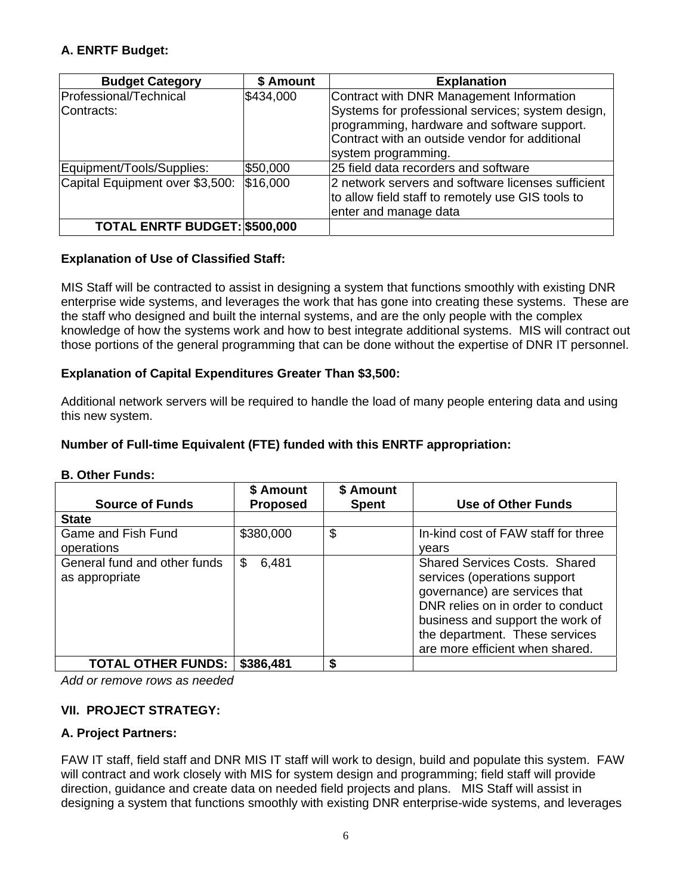**A. ENRTF Budget:**

| Budget Category | $ Amount | Explanation |
|---|---|---|
| Professional/Technical Contracts: | $434,000 | Contract with DNR Management Information Systems for professional services; system design, programming, hardware and software support. Contract with an outside vendor for additional system programming. |
| Equipment/Tools/Supplies: | $50,000 | 25 field data recorders and software |
| Capital Equipment over $3,500: | $16,000 | 2 network servers and software licenses sufficient to allow field staff to remotely use GIS tools to enter and manage data |
| **TOTAL ENRTF BUDGET:** | **$500,000** | |

**Explanation of Use of Classified Staff:**

MIS Staff will be contracted to assist in designing a system that functions smoothly with existing DNR enterprise wide systems, and leverages the work that has gone into creating these systems. These are the staff who designed and built the internal systems, and are the only people with the complex knowledge of how the systems work and how to best integrate additional systems. MIS will contract out those portions of the general programming that can be done without the expertise of DNR IT personnel.

**Explanation of Capital Expenditures Greater Than $3,500:**

Additional network servers will be required to handle the load of many people entering data and using this new system.

**Number of Full-time Equivalent (FTE) funded with this ENRTF appropriation:**

**B. Other Funds:**

| Source of Funds | $ Amount Proposed | $ Amount Spent | Use of Other Funds |
|---|---|---|---|
| **State** | | | |
| Game and Fish Fund operations | $380,000 | $ | In-kind cost of FAW staff for three years |
| General fund and other funds as appropriate | $ 6,481 | | Shared Services Costs. Shared services (operations support governance) are services that DNR relies on in order to conduct business and support the work of the department. These services are more efficient when shared. |
| **TOTAL OTHER FUNDS:** | **$386,481** | **$** | |

*Add or remove rows as needed*

**VII. PROJECT STRATEGY:**

**A. Project Partners:**

FAW IT staff, field staff and DNR MIS IT staff will work to design, build and populate this system. FAW will contract and work closely with MIS for system design and programming; field staff will provide direction, guidance and create data on needed field projects and plans. MIS Staff will assist in designing a system that functions smoothly with existing DNR enterprise-wide systems, and leverages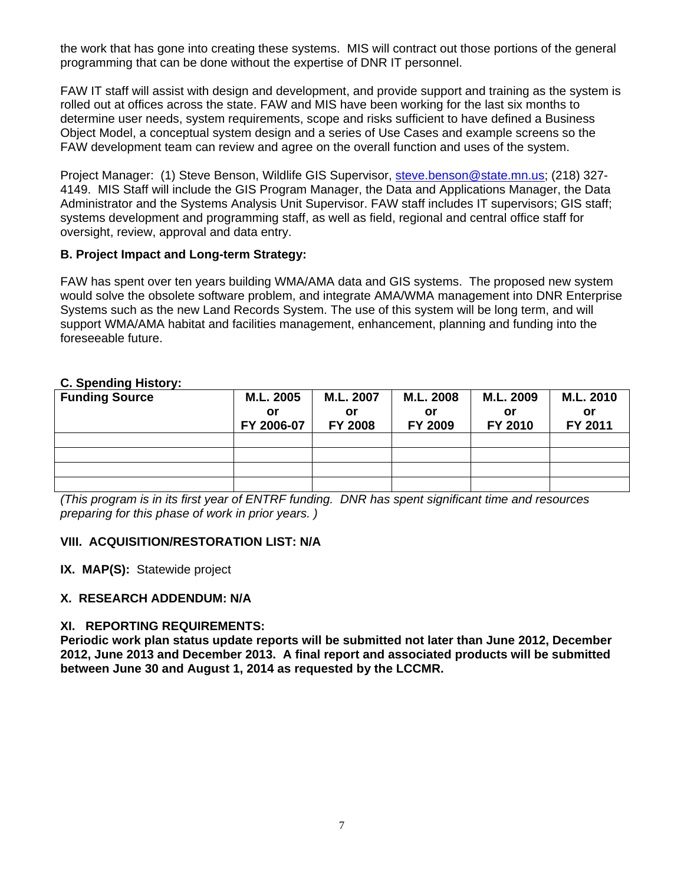the work that has gone into creating these systems. MIS will contract out those portions of the general programming that can be done without the expertise of DNR IT personnel.

FAW IT staff will assist with design and development, and provide support and training as the system is rolled out at offices across the state. FAW and MIS have been working for the last six months to determine user needs, system requirements, scope and risks sufficient to have defined a Business Object Model, a conceptual system design and a series of Use Cases and example screens so the FAW development team can review and agree on the overall function and uses of the system.

Project Manager: (1) Steve Benson, Wildlife GIS Supervisor, steve.benson@state.mn.us; (218) 327-4149. MIS Staff will include the GIS Program Manager, the Data and Applications Manager, the Data Administrator and the Systems Analysis Unit Supervisor. FAW staff includes IT supervisors; GIS staff; systems development and programming staff, as well as field, regional and central office staff for oversight, review, approval and data entry.

**B. Project Impact and Long-term Strategy:**

FAW has spent over ten years building WMA/AMA data and GIS systems. The proposed new system would solve the obsolete software problem, and integrate AMA/WMA management into DNR Enterprise Systems such as the new Land Records System. The use of this system will be long term, and will support WMA/AMA habitat and facilities management, enhancement, planning and funding into the foreseeable future.

**C. Spending History:**

| Funding Source | M.L. 2005 or FY 2006-07 | M.L. 2007 or FY 2008 | M.L. 2008 or FY 2009 | M.L. 2009 or FY 2010 | M.L. 2010 or FY 2011 |
|---|---|---|---|---|---|
| | | | | | |
| | | | | | |
| | | | | | |
| | | | | | |

*(This program is in its first year of ENTRF funding. DNR has spent significant time and resources preparing for this phase of work in prior years. )*

**VIII. ACQUISITION/RESTORATION LIST: N/A**

**IX. MAP(S):** Statewide project

**X. RESEARCH ADDENDUM: N/A**

**XI. REPORTING REQUIREMENTS:**
**Periodic work plan status update reports will be submitted not later than June 2012, December 2012, June 2013 and December 2013. A final report and associated products will be submitted between June 30 and August 1, 2014 as requested by the LCCMR.**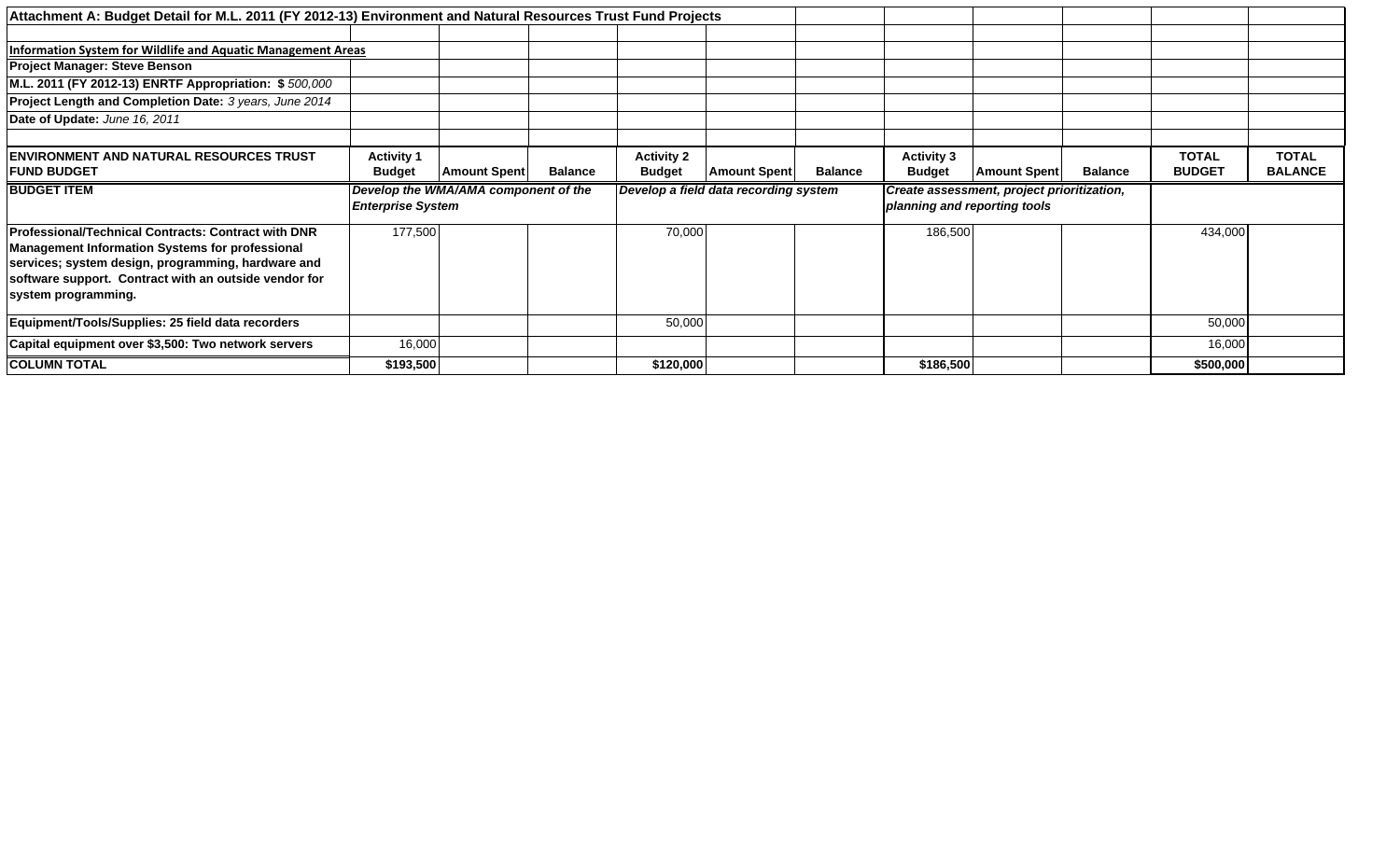**Attachment A: Budget Detail for M.L. 2011 (FY 2012-13) Environment and Natural Resources Trust Fund Projects**

**Information System for Wildlife and Aquatic Management Areas**

**Project Manager: Steve Benson**

**M.L. 2011 (FY 2012-13) ENRTF Appropriation: $** *500,000*

**Project Length and Completion Date:** *3 years, June 2014*

**Date of Update:** *June 16, 2011*

| **ENVIRONMENT AND NATURAL RESOURCES TRUST FUND BUDGET** | **Activity 1 Budget** | **Amount Spent** | **Balance** | **Activity 2 Budget** | **Amount Spent** | **Balance** | **Activity 3 Budget** | **Amount Spent** | **Balance** | **TOTAL BUDGET** | **TOTAL BALANCE** |
|---|---|---|---|---|---|---|---|---|---|---|---|
| **BUDGET ITEM** | ***Develop the WMA/AMA component of the Enterprise System*** | | | ***Develop a field data recording system*** | | | ***Create assessment, project prioritization, planning and reporting tools*** | | | | |
| **Professional/Technical Contracts: Contract with DNR Management Information Systems for professional services; system design, programming, hardware and software support. Contract with an outside vendor for system programming.** | 177,500 | | | 70,000 | | | 186,500 | | | 434,000 | |
| **Equipment/Tools/Supplies: 25 field data recorders** | | | | 50,000 | | | | | | 50,000 | |
| **Capital equipment over $3,500: Two network servers** | 16,000 | | | | | | | | | 16,000 | |
| **COLUMN TOTAL** | **$193,500** | | | **$120,000** | | | **$186,500** | | | **$500,000** | |